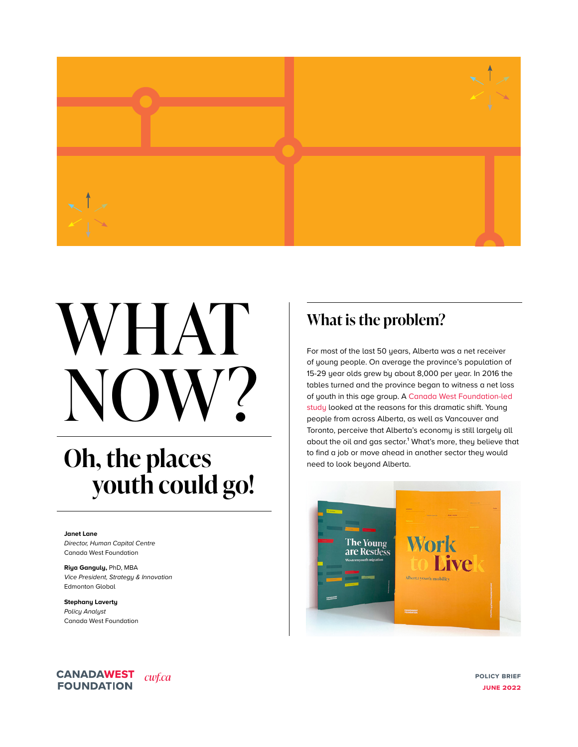# WHAT NOW?

## Oh, the places youth could go!

**Janet Lane**
*Director, Human Capital Centre*
Canada West Foundation

**Riya Ganguly,** PhD, MBA
*Vice President, Strategy & Innovation*
Edmonton Global

**Stephany Laverty**
*Policy Analyst*
Canada West Foundation

## What is the problem?

For most of the last 50 years, Alberta was a net receiver of young people. On average the province's population of 15-29 year olds grew by about 8,000 per year. In 2016 the tables turned and the province began to witness a net loss of youth in this age group. A Canada West Foundation-led study looked at the reasons for this dramatic shift. Young people from across Alberta, as well as Vancouver and Toronto, perceive that Alberta's economy is still largely all about the oil and gas sector.[1] What's more, they believe that to find a job or move ahead in another sector they would need to look beyond Alberta.

POLICY BRIEF
JUNE 2022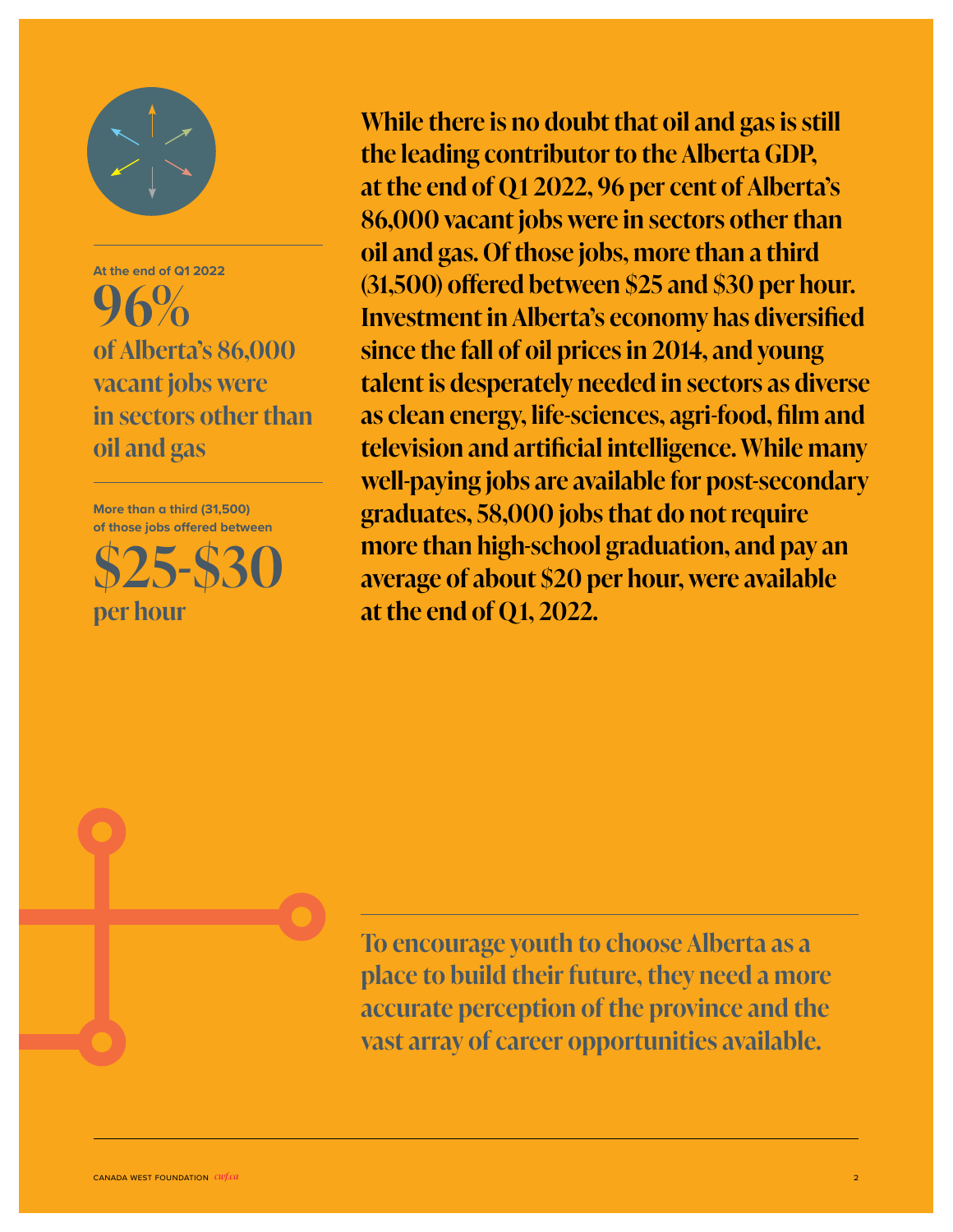At the end of Q1 2022

**96%**

**of Alberta's 86,000 vacant jobs were in sectors other than oil and gas**

More than a third (31,500) of those jobs offered between

**$25-$30**

**per hour**

**While there is no doubt that oil and gas is still the leading contributor to the Alberta GDP, at the end of Q1 2022, 96 per cent of Alberta's 86,000 vacant jobs were in sectors other than oil and gas. Of those jobs, more than a third (31,500) offered between $25 and $30 per hour. Investment in Alberta's economy has diversified since the fall of oil prices in 2014, and young talent is desperately needed in sectors as diverse as clean energy, life-sciences, agri-food, film and television and artificial intelligence. While many well-paying jobs are available for post-secondary graduates, 58,000 jobs that do not require more than high-school graduation, and pay an average of about $20 per hour, were available at the end of Q1, 2022.**

**To encourage youth to choose Alberta as a place to build their future, they need a more accurate perception of the province and the vast array of career opportunities available.**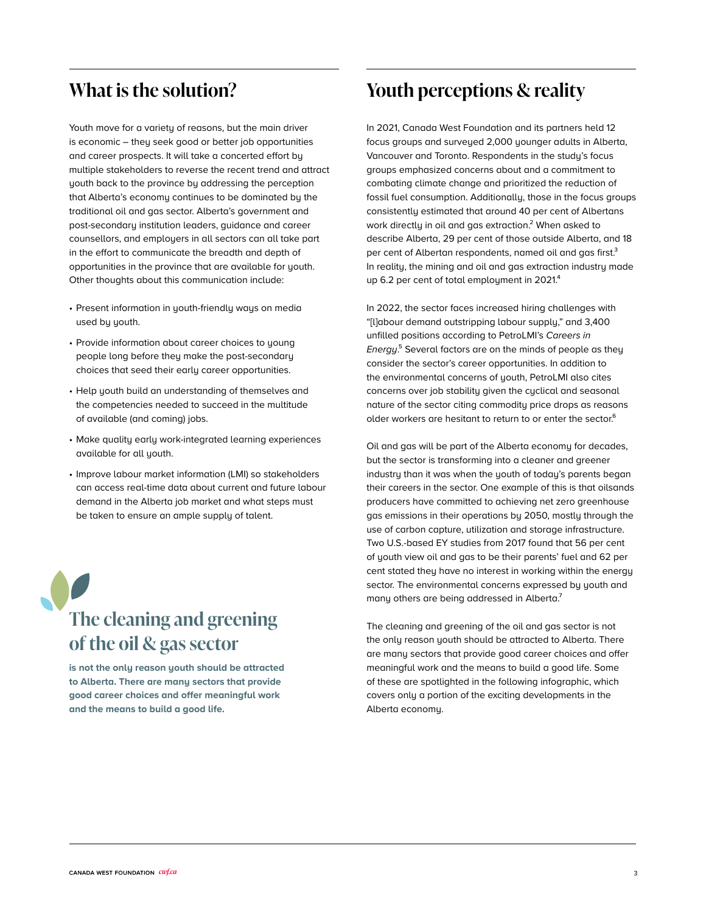## What is the solution?

Youth move for a variety of reasons, but the main driver is economic – they seek good or better job opportunities and career prospects. It will take a concerted effort by multiple stakeholders to reverse the recent trend and attract youth back to the province by addressing the perception that Alberta's economy continues to be dominated by the traditional oil and gas sector. Alberta's government and post-secondary institution leaders, guidance and career counsellors, and employers in all sectors can all take part in the effort to communicate the breadth and depth of opportunities in the province that are available for youth. Other thoughts about this communication include:

- Present information in youth-friendly ways on media used by youth.
- Provide information about career choices to young people long before they make the post-secondary choices that seed their early career opportunities.
- Help youth build an understanding of themselves and the competencies needed to succeed in the multitude of available (and coming) jobs.
- Make quality early work-integrated learning experiences available for all youth.
- Improve labour market information (LMI) so stakeholders can access real-time data about current and future labour demand in the Alberta job market and what steps must be taken to ensure an ample supply of talent.

### The cleaning and greening of the oil & gas sector

**is not the only reason youth should be attracted to Alberta. There are many sectors that provide good career choices and offer meaningful work and the means to build a good life.**

## Youth perceptions & reality

In 2021, Canada West Foundation and its partners held 12 focus groups and surveyed 2,000 younger adults in Alberta, Vancouver and Toronto. Respondents in the study's focus groups emphasized concerns about and a commitment to combating climate change and prioritized the reduction of fossil fuel consumption. Additionally, those in the focus groups consistently estimated that around 40 per cent of Albertans work directly in oil and gas extraction.[2] When asked to describe Alberta, 29 per cent of those outside Alberta, and 18 per cent of Albertan respondents, named oil and gas first.[3] In reality, the mining and oil and gas extraction industry made up 6.2 per cent of total employment in 2021.[4]

In 2022, the sector faces increased hiring challenges with "[l]abour demand outstripping labour supply," and 3,400 unfilled positions according to PetroLMI's *Careers in Energy*.[5] Several factors are on the minds of people as they consider the sector's career opportunities. In addition to the environmental concerns of youth, PetroLMI also cites concerns over job stability given the cyclical and seasonal nature of the sector citing commodity price drops as reasons older workers are hesitant to return to or enter the sector.[6]

Oil and gas will be part of the Alberta economy for decades, but the sector is transforming into a cleaner and greener industry than it was when the youth of today's parents began their careers in the sector. One example of this is that oilsands producers have committed to achieving net zero greenhouse gas emissions in their operations by 2050, mostly through the use of carbon capture, utilization and storage infrastructure. Two U.S.-based EY studies from 2017 found that 56 per cent of youth view oil and gas to be their parents' fuel and 62 per cent stated they have no interest in working within the energy sector. The environmental concerns expressed by youth and many others are being addressed in Alberta.[7]

The cleaning and greening of the oil and gas sector is not the only reason youth should be attracted to Alberta. There are many sectors that provide good career choices and offer meaningful work and the means to build a good life. Some of these are spotlighted in the following infographic, which covers only a portion of the exciting developments in the Alberta economy.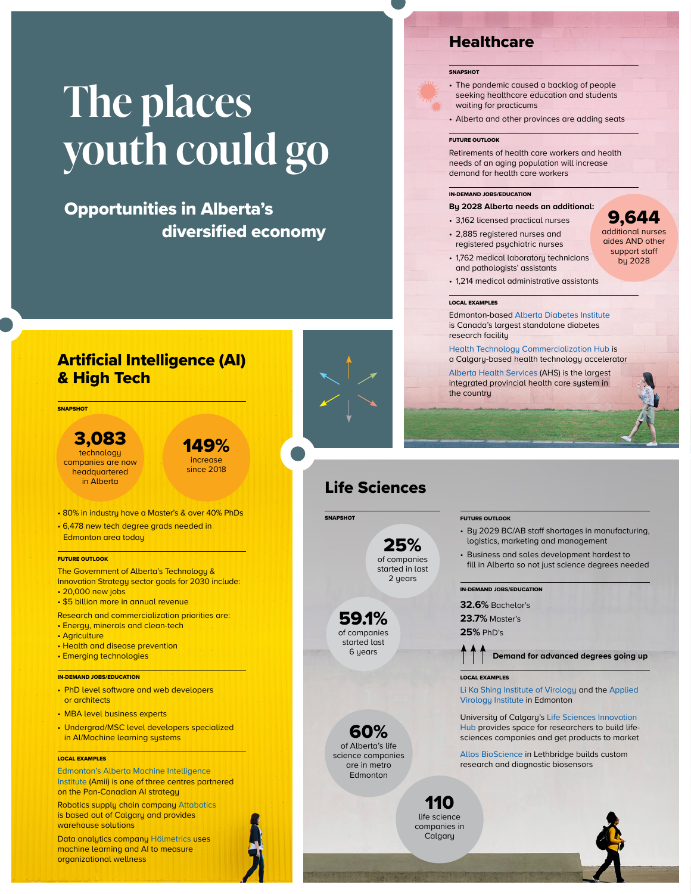# The places youth could go

## Opportunities in Alberta's diversified economy

## Healthcare

**SNAPSHOT**

- The pandemic caused a backlog of people seeking healthcare education and students waiting for practicums
- Alberta and other provinces are adding seats

**FUTURE OUTLOOK**

Retirements of health care workers and health needs of an aging population will increase demand for health care workers

**IN-DEMAND JOBS/EDUCATION**

**By 2028 Alberta needs an additional:**

- 3,162 licensed practical nurses
- 2,885 registered nurses and registered psychiatric nurses
- 1,762 medical laboratory technicians and pathologists' assistants
- 1,214 medical administrative assistants

**9,644** additional nurses aides AND other support staff by 2028

**LOCAL EXAMPLES**

Edmonton-based Alberta Diabetes Institute is Canada's largest standalone diabetes research facility

Health Technology Commercialization Hub is a Calgary-based health technology accelerator

Alberta Health Services (AHS) is the largest integrated provincial health care system in the country

## Artificial Intelligence (AI) & High Tech

**SNAPSHOT**

**3,083** technology companies are now headquartered in Alberta

**149%** increase since 2018

- 80% in industry have a Master's & over 40% PhDs
- 6,478 new tech degree grads needed in Edmonton area today

**FUTURE OUTLOOK**

The Government of Alberta's Technology & Innovation Strategy sector goals for 2030 include:

- 20,000 new jobs
- $5 billion more in annual revenue

Research and commercialization priorities are:

- Energy, minerals and clean-tech
- Agriculture
- Health and disease prevention
- Emerging technologies

**IN-DEMAND JOBS/EDUCATION**

- PhD level software and web developers or architects
- MBA level business experts
- Undergrad/MSC level developers specialized in AI/Machine learning systems

**LOCAL EXAMPLES**

Edmonton's Alberta Machine Intelligence Institute (Amii) is one of three centres partnered on the Pan-Canadian AI strategy

Robotics supply chain company Attabotics is based out of Calgary and provides warehouse solutions

Data analytics company Hólmetrics uses machine learning and AI to measure organizational wellness

## Life Sciences

**SNAPSHOT**

**25%** of companies started in last 2 years

**59.1%** of companies started last 6 years

**60%** of Alberta's life science companies are in metro Edmonton

**110** life science companies in Calgary

**FUTURE OUTLOOK**

- By 2029 BC/AB staff shortages in manufacturing, logistics, marketing and management
- Business and sales development hardest to fill in Alberta so not just science degrees needed

**IN-DEMAND JOBS/EDUCATION**

**32.6%** Bachelor's
**23.7%** Master's
**25%** PhD's

**Demand for advanced degrees going up**

**LOCAL EXAMPLES**

Li Ka Shing Institute of Virology and the Applied Virology Institute in Edmonton

University of Calgary's Life Sciences Innovation Hub provides space for researchers to build life-sciences companies and get products to market

Allos BioScience in Lethbridge builds custom research and diagnostic biosensors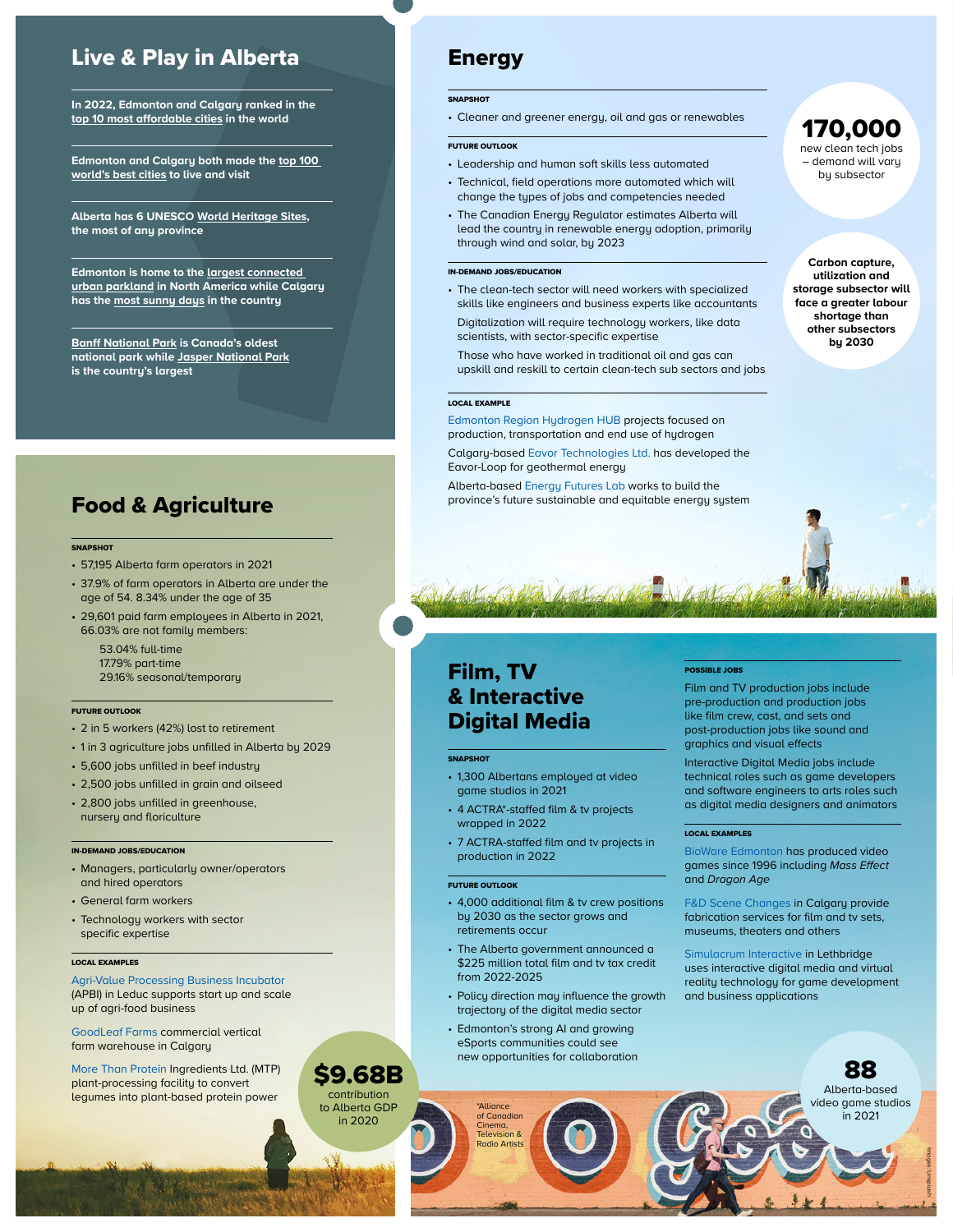## Live & Play in Alberta

**In 2022, Edmonton and Calgary ranked in the top 10 most affordable cities in the world**

**Edmonton and Calgary both made the top 100 world's best cities to live and visit**

**Alberta has 6 UNESCO World Heritage Sites, the most of any province**

**Edmonton is home to the largest connected urban parkland in North America while Calgary has the most sunny days in the country**

**Banff National Park is Canada's oldest national park while Jasper National Park is the country's largest**

## Food & Agriculture

**SNAPSHOT**

- 57,195 Alberta farm operators in 2021
- 37.9% of farm operators in Alberta are under the age of 54. 8.34% under the age of 35
- 29,601 paid farm employees in Alberta in 2021, 66.03% are not family members:
  - 53.04% full-time
  - 17.79% part-time
  - 29.16% seasonal/temporary

**FUTURE OUTLOOK**

- 2 in 5 workers (42%) lost to retirement
- 1 in 3 agriculture jobs unfilled in Alberta by 2029
- 5,600 jobs unfilled in beef industry
- 2,500 jobs unfilled in grain and oilseed
- 2,800 jobs unfilled in greenhouse, nursery and floriculture

**IN-DEMAND JOBS/EDUCATION**

- Managers, particularly owner/operators and hired operators
- General farm workers
- Technology workers with sector specific expertise

**LOCAL EXAMPLES**

Agri-Value Processing Business Incubator (APBI) in Leduc supports start up and scale up of agri-food business

GoodLeaf Farms commercial vertical farm warehouse in Calgary

More Than Protein Ingredients Ltd. (MTP) plant-processing facility to convert legumes into plant-based protein power

**$9.68B** contribution to Alberta GDP in 2020

## Energy

**SNAPSHOT**

- Cleaner and greener energy, oil and gas or renewables

**FUTURE OUTLOOK**

- Leadership and human soft skills less automated
- Technical, field operations more automated which will change the types of jobs and competencies needed
- The Canadian Energy Regulator estimates Alberta will lead the country in renewable energy adoption, primarily through wind and solar, by 2023

**IN-DEMAND JOBS/EDUCATION**

- The clean-tech sector will need workers with specialized skills like engineers and business experts like accountants

  Digitalization will require technology workers, like data scientists, with sector-specific expertise

  Those who have worked in traditional oil and gas can upskill and reskill to certain clean-tech sub sectors and jobs

**LOCAL EXAMPLE**

Edmonton Region Hydrogen HUB projects focused on production, transportation and end use of hydrogen

Calgary-based Eavor Technologies Ltd. has developed the Eavor-Loop for geothermal energy

Alberta-based Energy Futures Lab works to build the province's future sustainable and equitable energy system

**170,000** new clean tech jobs – demand will vary by subsector

**Carbon capture, utilization and storage subsector will face a greater labour shortage than other subsectors by 2030**

## Film, TV & Interactive Digital Media

**SNAPSHOT**

- 1,300 Albertans employed at video game studios in 2021
- 4 ACTRA*-staffed film & tv projects wrapped in 2022
- 7 ACTRA-staffed film and tv projects in production in 2022

**FUTURE OUTLOOK**

- 4,000 additional film & tv crew positions by 2030 as the sector grows and retirements occur
- The Alberta government announced a $225 million total film and tv tax credit from 2022-2025
- Policy direction may influence the growth trajectory of the digital media sector
- Edmonton's strong AI and growing eSports communities could see new opportunities for collaboration

**POSSIBLE JOBS**

Film and TV production jobs include pre-production and production jobs like film crew, cast, and sets and post-production jobs like sound and graphics and visual effects

Interactive Digital Media jobs include technical roles such as game developers and software engineers to arts roles such as digital media designers and animators

**LOCAL EXAMPLES**

BioWare Edmonton has produced video games since 1996 including *Mass Effect* and *Dragon Age*

F&D Scene Changes in Calgary provide fabrication services for film and tv sets, museums, theaters and others

Simulacrum Interactive in Lethbridge uses interactive digital media and virtual reality technology for game development and business applications

**88** Alberta-based video game studios in 2021

*Alliance of Canadian Cinema, Television & Radio Artists

Images: Unsplash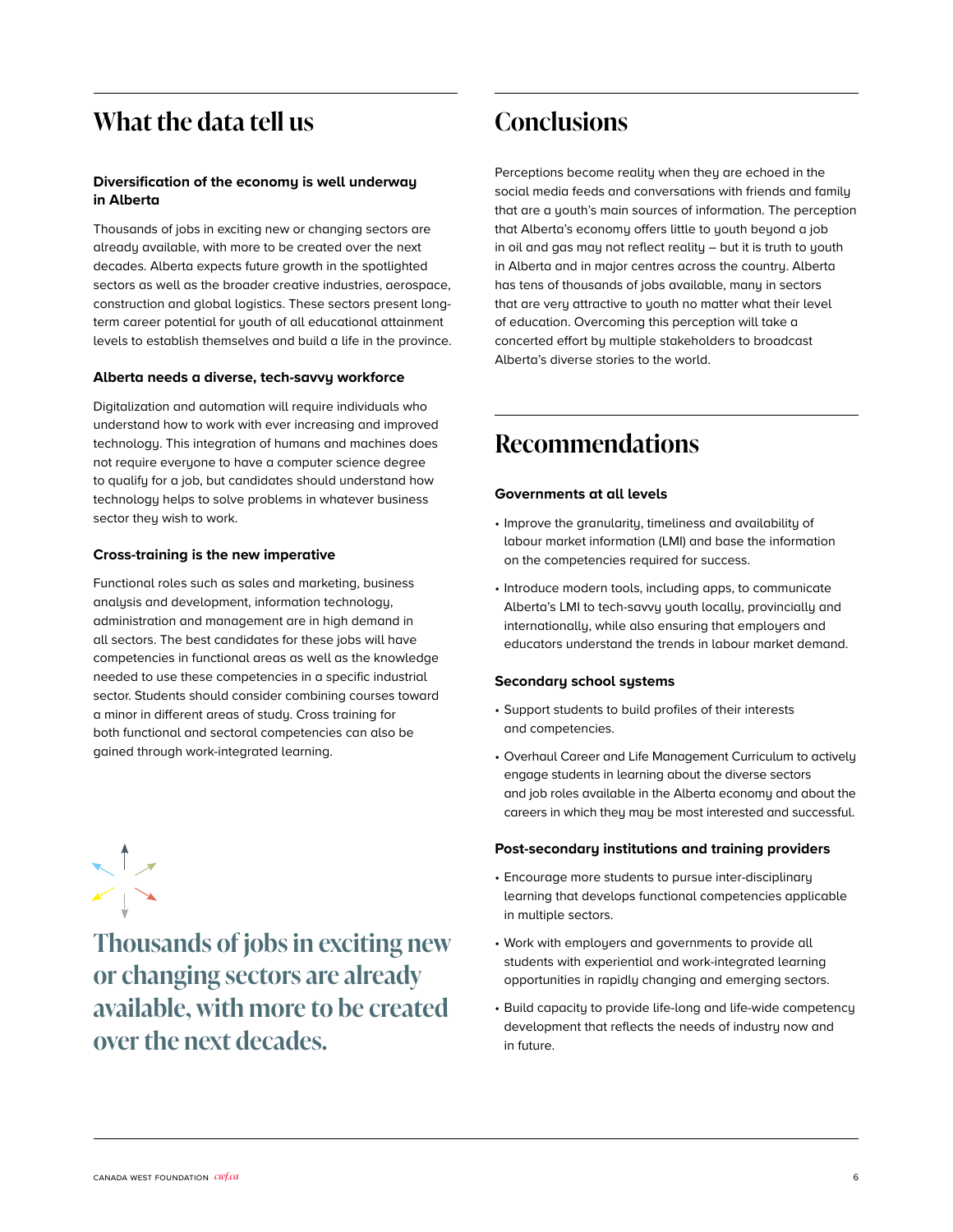## What the data tell us

**Diversification of the economy is well underway in Alberta**

Thousands of jobs in exciting new or changing sectors are already available, with more to be created over the next decades. Alberta expects future growth in the spotlighted sectors as well as the broader creative industries, aerospace, construction and global logistics. These sectors present long-term career potential for youth of all educational attainment levels to establish themselves and build a life in the province.

**Alberta needs a diverse, tech-savvy workforce**

Digitalization and automation will require individuals who understand how to work with ever increasing and improved technology. This integration of humans and machines does not require everyone to have a computer science degree to qualify for a job, but candidates should understand how technology helps to solve problems in whatever business sector they wish to work.

**Cross-training is the new imperative**

Functional roles such as sales and marketing, business analysis and development, information technology, administration and management are in high demand in all sectors. The best candidates for these jobs will have competencies in functional areas as well as the knowledge needed to use these competencies in a specific industrial sector. Students should consider combining courses toward a minor in different areas of study. Cross training for both functional and sectoral competencies can also be gained through work-integrated learning.

**Thousands of jobs in exciting new or changing sectors are already available, with more to be created over the next decades.**

## Conclusions

Perceptions become reality when they are echoed in the social media feeds and conversations with friends and family that are a youth's main sources of information. The perception that Alberta's economy offers little to youth beyond a job in oil and gas may not reflect reality – but it is truth to youth in Alberta and in major centres across the country. Alberta has tens of thousands of jobs available, many in sectors that are very attractive to youth no matter what their level of education. Overcoming this perception will take a concerted effort by multiple stakeholders to broadcast Alberta's diverse stories to the world.

## Recommendations

**Governments at all levels**

- Improve the granularity, timeliness and availability of labour market information (LMI) and base the information on the competencies required for success.
- Introduce modern tools, including apps, to communicate Alberta's LMI to tech-savvy youth locally, provincially and internationally, while also ensuring that employers and educators understand the trends in labour market demand.

**Secondary school systems**

- Support students to build profiles of their interests and competencies.
- Overhaul Career and Life Management Curriculum to actively engage students in learning about the diverse sectors and job roles available in the Alberta economy and about the careers in which they may be most interested and successful.

**Post-secondary institutions and training providers**

- Encourage more students to pursue inter-disciplinary learning that develops functional competencies applicable in multiple sectors.
- Work with employers and governments to provide all students with experiential and work-integrated learning opportunities in rapidly changing and emerging sectors.
- Build capacity to provide life-long and life-wide competency development that reflects the needs of industry now and in future.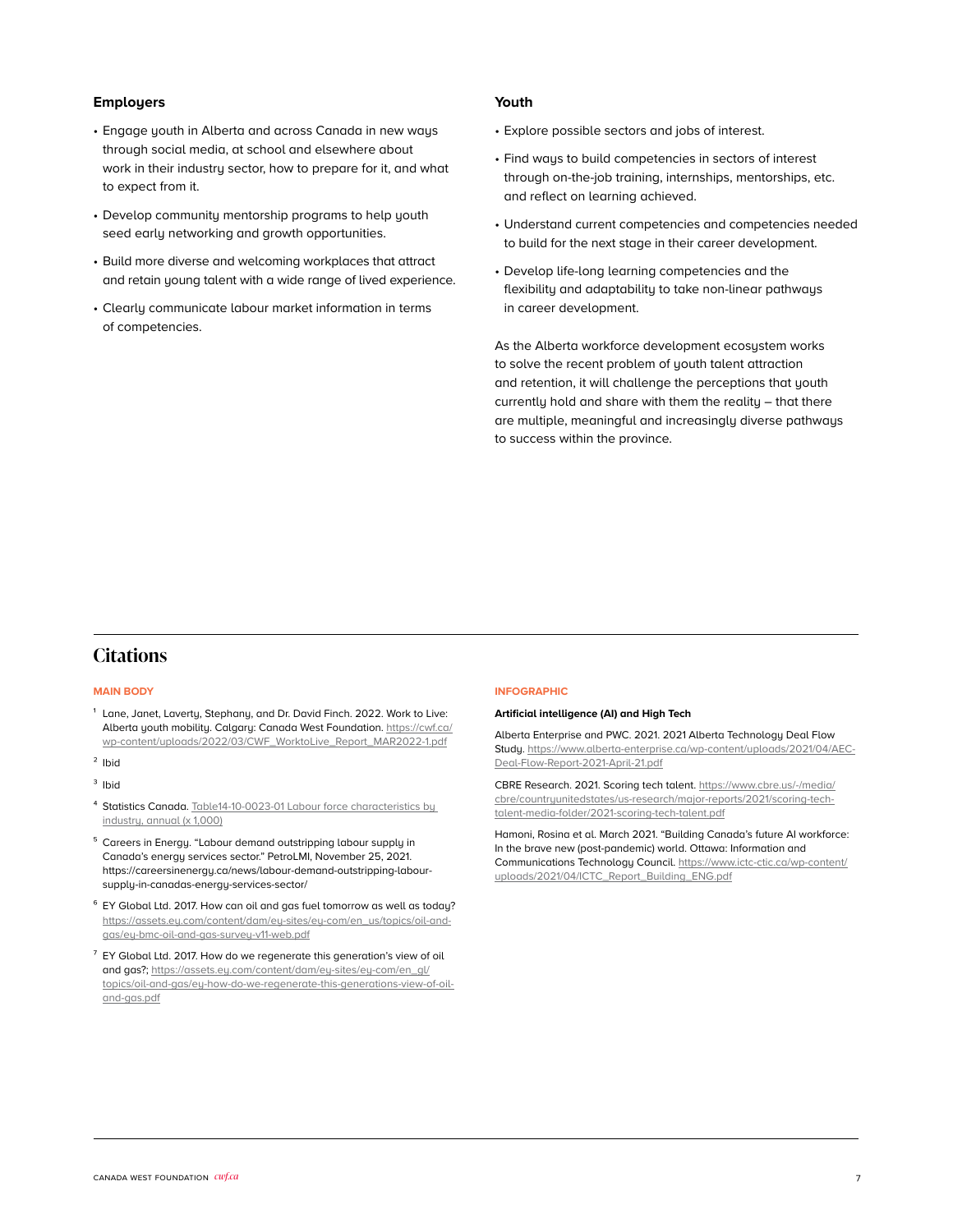### Employers

- Engage youth in Alberta and across Canada in new ways through social media, at school and elsewhere about work in their industry sector, how to prepare for it, and what to expect from it.
- Develop community mentorship programs to help youth seed early networking and growth opportunities.
- Build more diverse and welcoming workplaces that attract and retain young talent with a wide range of lived experience.
- Clearly communicate labour market information in terms of competencies.

### Youth

- Explore possible sectors and jobs of interest.
- Find ways to build competencies in sectors of interest through on-the-job training, internships, mentorships, etc. and reflect on learning achieved.
- Understand current competencies and competencies needed to build for the next stage in their career development.
- Develop life-long learning competencies and the flexibility and adaptability to take non-linear pathways in career development.

As the Alberta workforce development ecosystem works to solve the recent problem of youth talent attraction and retention, it will challenge the perceptions that youth currently hold and share with them the reality – that there are multiple, meaningful and increasingly diverse pathways to success within the province.

## Citations

**MAIN BODY**

1. Lane, Janet, Laverty, Stephany, and Dr. David Finch. 2022. Work to Live: Alberta youth mobility. Calgary: Canada West Foundation. https://cwf.ca/wp-content/uploads/2022/03/CWF_WorktoLive_Report_MAR2022-1.pdf
2. Ibid
3. Ibid
4. Statistics Canada. Table14-10-0023-01 Labour force characteristics by industry, annual (x 1,000)
5. Careers in Energy. "Labour demand outstripping labour supply in Canada's energy services sector." PetroLMI, November 25, 2021. https://careersinenergy.ca/news/labour-demand-outstripping-labour-supply-in-canadas-energy-services-sector/
6. EY Global Ltd. 2017. How can oil and gas fuel tomorrow as well as today? https://assets.ey.com/content/dam/ey-sites/ey-com/en_us/topics/oil-and-gas/ey-bmc-oil-and-gas-survey-v11-web.pdf
7. EY Global Ltd. 2017. How do we regenerate this generation's view of oil and gas?; https://assets.ey.com/content/dam/ey-sites/ey-com/en_gl/topics/oil-and-gas/ey-how-do-we-regenerate-this-generations-view-of-oil-and-gas.pdf

**INFOGRAPHIC**

**Artificial intelligence (AI) and High Tech**

Alberta Enterprise and PWC. 2021. 2021 Alberta Technology Deal Flow Study. https://www.alberta-enterprise.ca/wp-content/uploads/2021/04/AEC-Deal-Flow-Report-2021-April-21.pdf

CBRE Research. 2021. Scoring tech talent. https://www.cbre.us/-/media/cbre/countryunitedstates/us-research/major-reports/2021/scoring-tech-talent-media-folder/2021-scoring-tech-talent.pdf

Hamoni, Rosina et al. March 2021. "Building Canada's future AI workforce: In the brave new (post-pandemic) world. Ottawa: Information and Communications Technology Council. https://www.ictc-ctic.ca/wp-content/uploads/2021/04/ICTC_Report_Building_ENG.pdf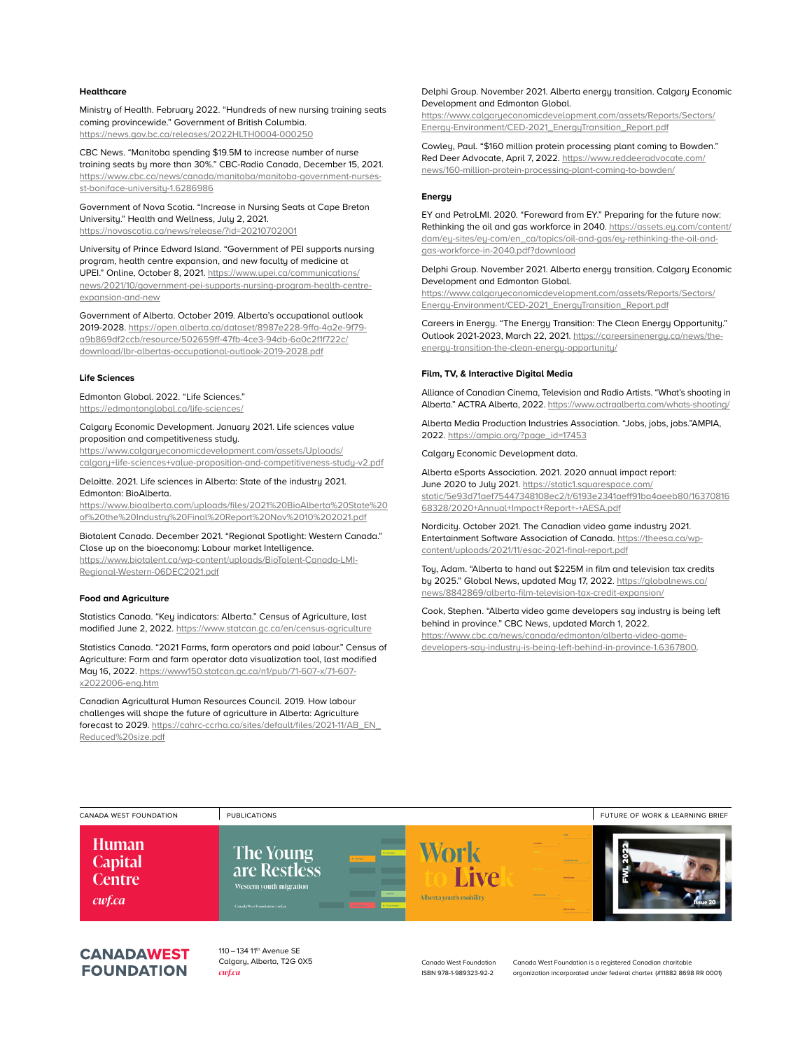### Healthcare

Ministry of Health. February 2022. "Hundreds of new nursing training seats coming provincewide." Government of British Columbia. https://news.gov.bc.ca/releases/2022HLTH0004-000250

CBC News. "Manitoba spending $19.5M to increase number of nurse training seats by more than 30%." CBC-Radio Canada, December 15, 2021. https://www.cbc.ca/news/canada/manitoba/manitoba-government-nurses-st-boniface-university-1.6286986

Government of Nova Scotia. "Increase in Nursing Seats at Cape Breton University." Health and Wellness, July 2, 2021. https://novascotia.ca/news/release/?id=20210702001

University of Prince Edward Island. "Government of PEI supports nursing program, health centre expansion, and new faculty of medicine at UPEI." Online, October 8, 2021. https://www.upei.ca/communications/news/2021/10/government-pei-supports-nursing-program-health-centre-expansion-and-new

Government of Alberta. October 2019. Alberta's occupational outlook 2019-2028. https://open.alberta.ca/dataset/8987e228-9ffa-4a2e-9f79-a9b869df2ccb/resource/502659ff-47fb-4ce3-94db-6a0c2f1f722c/download/lbr-albertas-occupational-outlook-2019-2028.pdf

### Life Sciences

Edmonton Global. 2022. "Life Sciences." https://edmontonglobal.ca/life-sciences/

Calgary Economic Development. January 2021. Life sciences value proposition and competitiveness study. https://www.calgaryeconomicdevelopment.com/assets/Uploads/calgary+life-sciences+value-proposition-and-competitiveness-study-v2.pdf

Deloitte. 2021. Life sciences in Alberta: State of the industry 2021. Edmonton: BioAlberta. https://www.bioalberta.com/uploads/files/2021%20BioAlberta%20State%20of%20the%20Industry%20Final%20Report%20Nov%2010%202021.pdf

Biotalent Canada. December 2021. "Regional Spotlight: Western Canada." Close up on the bioeconomy: Labour market Intelligence. https://www.biotalent.ca/wp-content/uploads/BioTalent-Canada-LMI-Regional-Western-06DEC2021.pdf

### Food and Agriculture

Statistics Canada. "Key indicators: Alberta." Census of Agriculture, last modified June 2, 2022. https://www.statcan.gc.ca/en/census-agriculture

Statistics Canada. "2021 Farms, farm operators and paid labour." Census of Agriculture: Farm and farm operator data visualization tool, last modified May 16, 2022. https://www150.statcan.gc.ca/n1/pub/71-607-x/71-607-x2022006-eng.htm

Canadian Agricultural Human Resources Council. 2019. How labour challenges will shape the future of agriculture in Alberta: Agriculture forecast to 2029. https://cahrc-ccrha.ca/sites/default/files/2021-11/AB_EN_Reduced%20size.pdf

Delphi Group. November 2021. Alberta energy transition. Calgary Economic Development and Edmonton Global. https://www.calgaryeconomicdevelopment.com/assets/Reports/Sectors/Energy-Environment/CED-2021_EnergyTransition_Report.pdf

Cowley, Paul. "$160 million protein processing plant coming to Bowden." Red Deer Advocate, April 7, 2022. https://www.reddeeradvocate.com/news/160-million-protein-processing-plant-coming-to-bowden/

### Energy

EY and PetroLMI. 2020. "Foreward from EY." Preparing for the future now: Rethinking the oil and gas workforce in 2040. https://assets.ey.com/content/dam/ey-sites/ey-com/en_ca/topics/oil-and-gas/ey-rethinking-the-oil-and-gas-workforce-in-2040.pdf?download

Delphi Group. November 2021. Alberta energy transition. Calgary Economic Development and Edmonton Global. https://www.calgaryeconomicdevelopment.com/assets/Reports/Sectors/Energy-Environment/CED-2021_EnergyTransition_Report.pdf

Careers in Energy. "The Energy Transition: The Clean Energy Opportunity." Outlook 2021-2023, March 22, 2021. https://careersinenergy.ca/news/the-energy-transition-the-clean-energy-opportunity/

### Film, TV, & Interactive Digital Media

Alliance of Canadian Cinema, Television and Radio Artists. "What's shooting in Alberta." ACTRA Alberta, 2022. https://www.actraalberta.com/whats-shooting/

Alberta Media Production Industries Association. "Jobs, jobs, jobs."AMPIA, 2022. https://ampia.org/?page_id=17453

Calgary Economic Development data.

Alberta eSports Association. 2021. 2020 annual impact report: June 2020 to July 2021. https://static1.squarespace.com/static/5e93d71aef75447348108ec2/t/6193e2341aeff91ba4aeeb80/1637068328/2020+Annual+Impact+Report+-+AESA.pdf

Nordicity. October 2021. The Canadian video game industry 2021. Entertainment Software Association of Canada. https://theesa.ca/wp-content/uploads/2021/11/esac-2021-final-report.pdf

Toy, Adam. "Alberta to hand out $225M in film and television tax credits by 2025." Global News, updated May 17, 2022. https://globalnews.ca/news/8842869/alberta-film-television-tax-credit-expansion/

Cook, Stephen. "Alberta video game developers say industry is being left behind in province." CBC News, updated March 1, 2022. https://www.cbc.ca/news/canada/edmonton/alberta-video-game-developers-say-industry-is-being-left-behind-in-province-1.6367800.

CANADA WEST FOUNDATION | PUBLICATIONS | FUTURE OF WORK & LEARNING BRIEF

Human Capital Centre
cwf.ca

The Young are Restless
Western youth migration

Work to Live
Alberta youth mobility

FWL 2022
Issue 20

CANADA WEST FOUNDATION

110 – 134 11th Avenue SE
Calgary, Alberta, T2G 0X5
cwf.ca

Canada West Foundation
ISBN 978-1-989323-92-2

Canada West Foundation is a registered Canadian charitable organization incorporated under federal charter. (#11882 8698 RR 0001)